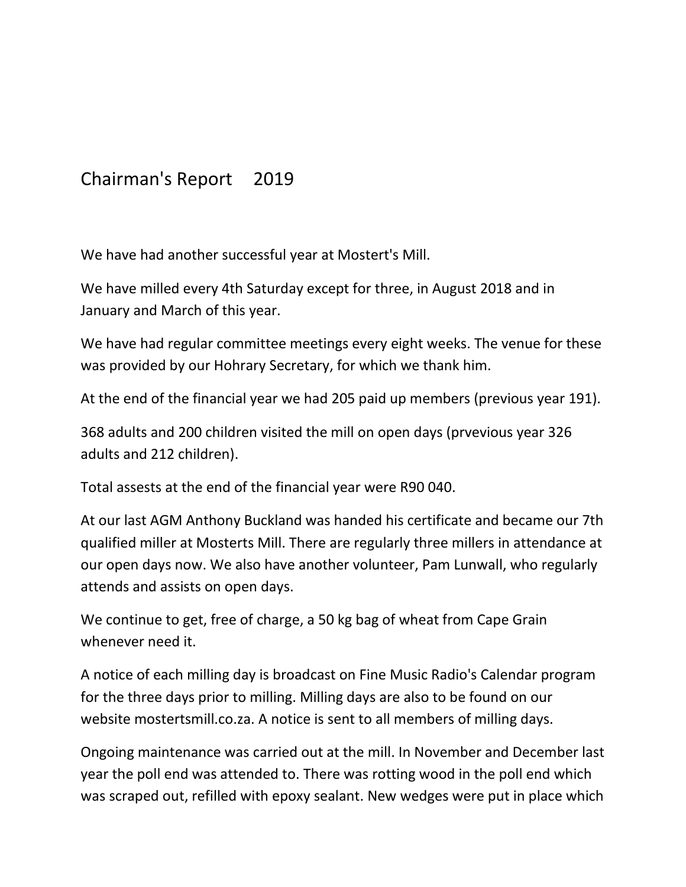# Chairman's Report 2019

We have had another successful year at Mostert's Mill.

We have milled every 4th Saturday except for three, in August 2018 and in January and March of this year.

We have had regular committee meetings every eight weeks. The venue for these was provided by our Hohrary Secretary, for which we thank him.

At the end of the financial year we had 205 paid up members (previous year 191).

368 adults and 200 children visited the mill on open days (prvevious year 326 adults and 212 children).

Total assests at the end of the financial year were R90 040.

At our last AGM Anthony Buckland was handed his certificate and became our 7th qualified miller at Mosterts Mill. There are regularly three millers in attendance at our open days now. We also have another volunteer, Pam Lunwall, who regularly attends and assists on open days.

We continue to get, free of charge, a 50 kg bag of wheat from Cape Grain whenever need it.

A notice of each milling day is broadcast on Fine Music Radio's Calendar program for the three days prior to milling. Milling days are also to be found on our website mostertsmill.co.za. A notice is sent to all members of milling days.

Ongoing maintenance was carried out at the mill. In November and December last year the poll end was attended to. There was rotting wood in the poll end which was scraped out, refilled with epoxy sealant. New wedges were put in place which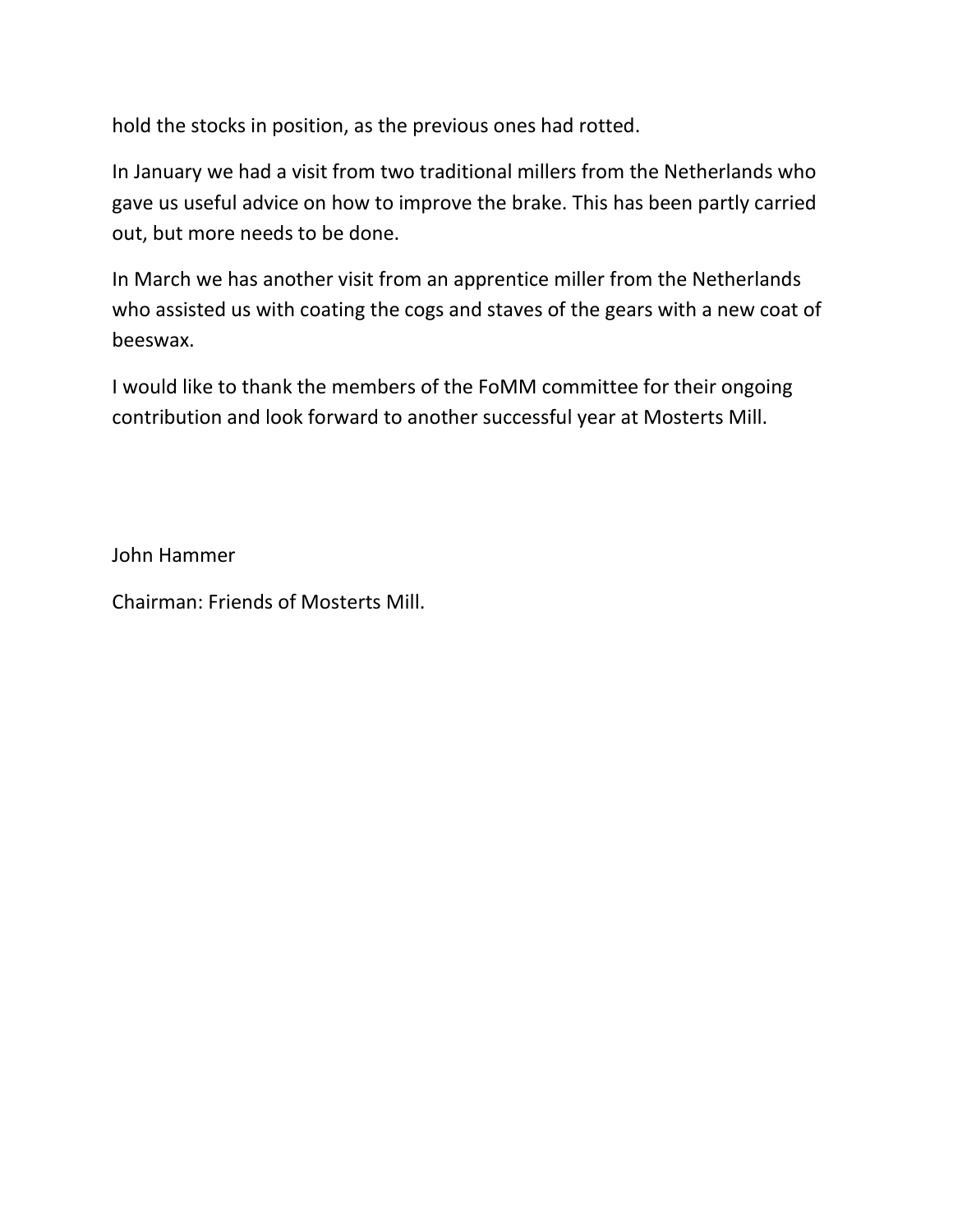hold the stocks in position, as the previous ones had rotted.

In January we had a visit from two traditional millers from the Netherlands who gave us useful advice on how to improve the brake. This has been partly carried out, but more needs to be done.

In March we has another visit from an apprentice miller from the Netherlands who assisted us with coating the cogs and staves of the gears with a new coat of beeswax.

I would like to thank the members of the FoMM committee for their ongoing contribution and look forward to another successful year at Mosterts Mill.

John Hammer

Chairman: Friends of Mosterts Mill.